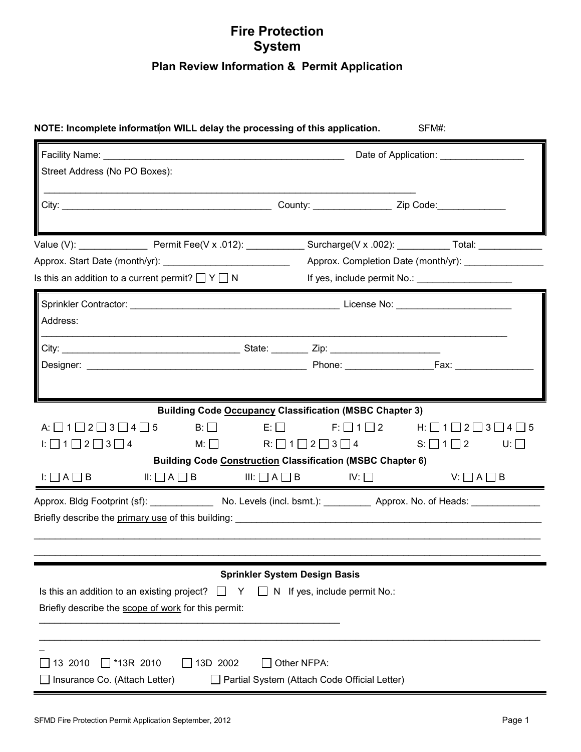# Fire Protection System

## Plan Review Information & Permit Application

**NOTE: Incomplete information WILL delay the processing of this application.** SFM#:

Facility Name: ______________________________________________ Date of Application: ________________

Street Address (No PO Boxes):

__________________________________________________________________________

City: ________________________________________ County: _______________ Zip Code:_____________

Value (V): _____________ Permit Fee(V x .012): ___________ Surcharge(V x .002): __________ Total: ____________

Approx. Start Date (month/yr): ________________________ Approx. Completion Date (month/yr): _______________

Is this an addition to a current permit? ☐ Y ☐ N If yes, include permit No.: __________________

Sprinkler Contractor: ________________________________________ License No: ______________________

Address:

_____________________________________________________________________________________

City: __________________________________ State: _______ Zip: _____________________

Designer: ___________________________________________ Phone: ________________Fax: _______________

**Building Code Occupancy Classification (MSBC Chapter 3)**

A: ☐ 1 ☐ 2 ☐ 3 ☐ 4 ☐ 5  B: ☐  E: ☐  F: ☐ 1 ☐ 2  H: ☐ 1 ☐ 2 ☐ 3 ☐ 4 ☐ 5

I: ☐ 1 ☐ 2 ☐ 3 ☐ 4  M: ☐  R: ☐ 1 ☐ 2 ☐ 3 ☐ 4  S: ☐ 1 ☐ 2  U: ☐

**Building Code Construction Classification (MSBC Chapter 6)**

I: ☐ A ☐ B  II: ☐ A ☐ B  III: ☐ A ☐ B  IV: ☐  V: ☐ A ☐ B

Approx. Bldg Footprint (sf): ____________ No. Levels (incl. bsmt.): _________ Approx. No. of Heads: _____________

Briefly describe the primary use of this building: ____________________________________________________________

_____________________________________________________________________________________________

_____________________________________________________________________________________________

**Sprinkler System Design Basis**

Is this an addition to an existing project? ☐ Y ☐ N If yes, include permit No.:

Briefly describe the scope of work for this permit:

____________________________________________________________

_____________________________________________________________________________________________

☐ 13 2010  ☐ *13R 2010  ☐ 13D 2002  ☐ Other NFPA:

☐ Insurance Co. (Attach Letter)  ☐ Partial System (Attach Code Official Letter)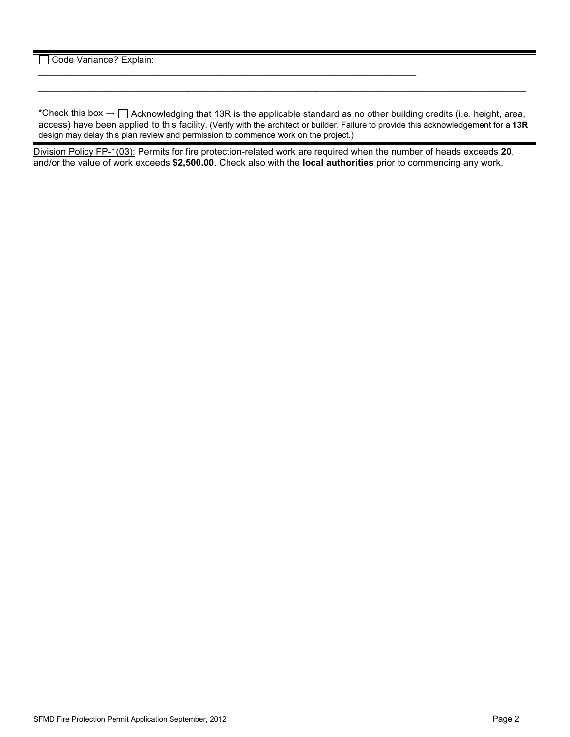☐ Code Variance? Explain:

_______________________________________________________________________________

_______________________________________________________________________________

*Check this box → ☐ Acknowledging that 13R is the applicable standard as no other building credits (i.e. height, area, access) have been applied to this facility. (Verify with the architect or builder. <u>Failure to provide this acknowledgement for a **13R** design may delay this plan review and permission to commence work on the project.)</u>

<u>Division Policy FP-1(03):</u> Permits for fire protection-related work are required when the number of heads exceeds **20**, and/or the value of work exceeds **$2,500.00**. Check also with the **local authorities** prior to commencing any work.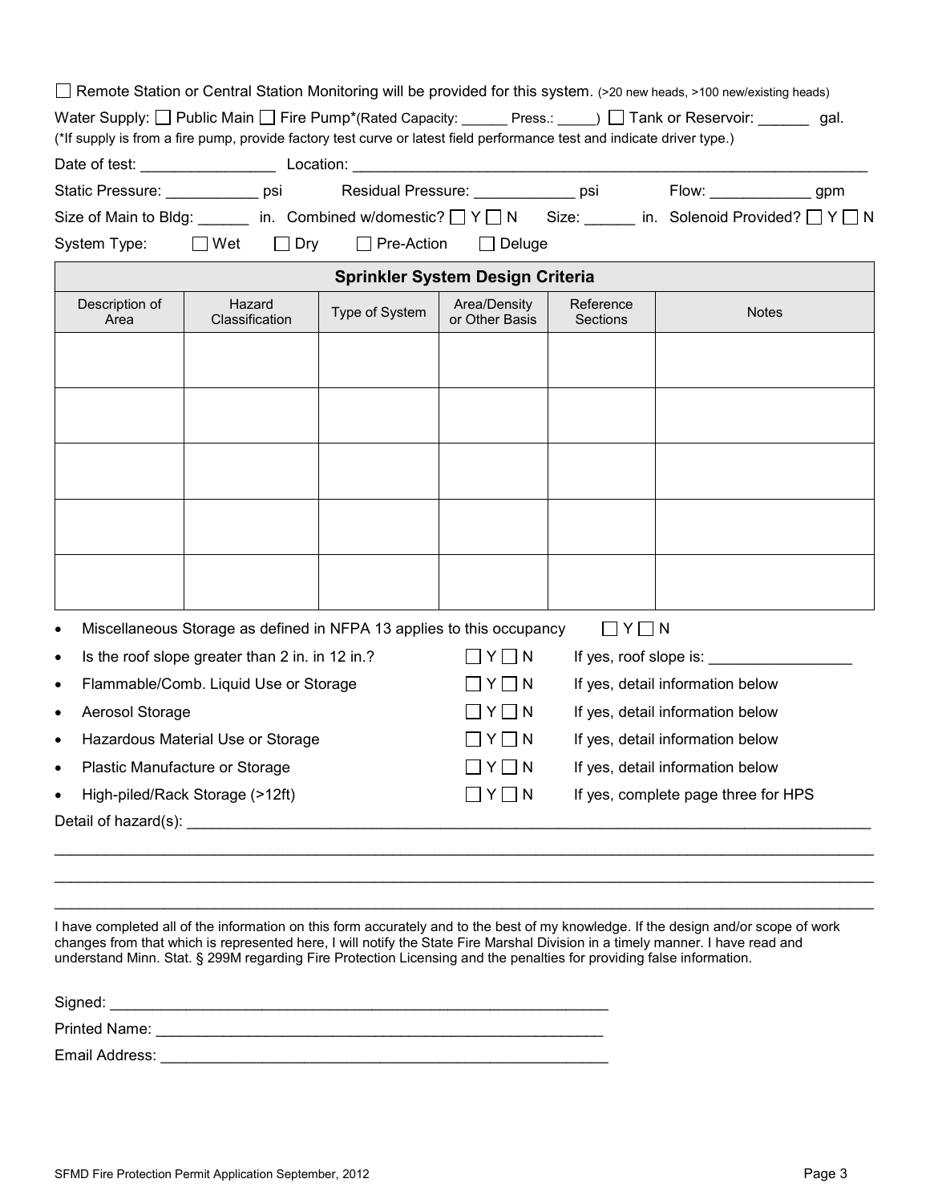☐ Remote Station or Central Station Monitoring will be provided for this system. (>20 new heads, >100 new/existing heads)

Water Supply: ☐ Public Main ☐ Fire Pump*(Rated Capacity: ______ Press.: _____) ☐ Tank or Reservoir: ______ gal.

(*If supply is from a fire pump, provide factory test curve or latest field performance test and indicate driver type.)

Date of test: ________________ Location: ________________________________________________________________

Static Pressure: ___________ psi    Residual Pressure: ____________ psi    Flow: ____________ gpm

Size of Main to Bldg: ______ in. Combined w/domestic? ☐ Y ☐ N  Size: ______ in. Solenoid Provided? ☐ Y ☐ N

System Type: ☐ Wet ☐ Dry ☐ Pre-Action ☐ Deluge

| Sprinkler System Design Criteria | | | | | |
|---|---|---|---|---|---|
| Description of Area | Hazard Classification | Type of System | Area/Density or Other Basis | Reference Sections | Notes |
| | | | | | |
| | | | | | |
| | | | | | |
| | | | | | |
| | | | | | |

- Miscellaneous Storage as defined in NFPA 13 applies to this occupancy ☐ Y ☐ N
- Is the roof slope greater than 2 in. in 12 in.? ☐ Y ☐ N  If yes, roof slope is: ________________
- Flammable/Comb. Liquid Use or Storage ☐ Y ☐ N  If yes, detail information below
- Aerosol Storage ☐ Y ☐ N  If yes, detail information below
- Hazardous Material Use or Storage ☐ Y ☐ N  If yes, detail information below
- Plastic Manufacture or Storage ☐ Y ☐ N  If yes, detail information below
- High-piled/Rack Storage (>12ft) ☐ Y ☐ N  If yes, complete page three for HPS

Detail of hazard(s): ____________________________________________________________________________

______________________________________________________________________________________________

______________________________________________________________________________________________

______________________________________________________________________________________________

I have completed all of the information on this form accurately and to the best of my knowledge. If the design and/or scope of work changes from that which is represented here, I will notify the State Fire Marshal Division in a timely manner. I have read and understand Minn. Stat. § 299M regarding Fire Protection Licensing and the penalties for providing false information.

Signed: ____________________________________________________________

Printed Name: ______________________________________________________

Email Address: ______________________________________________________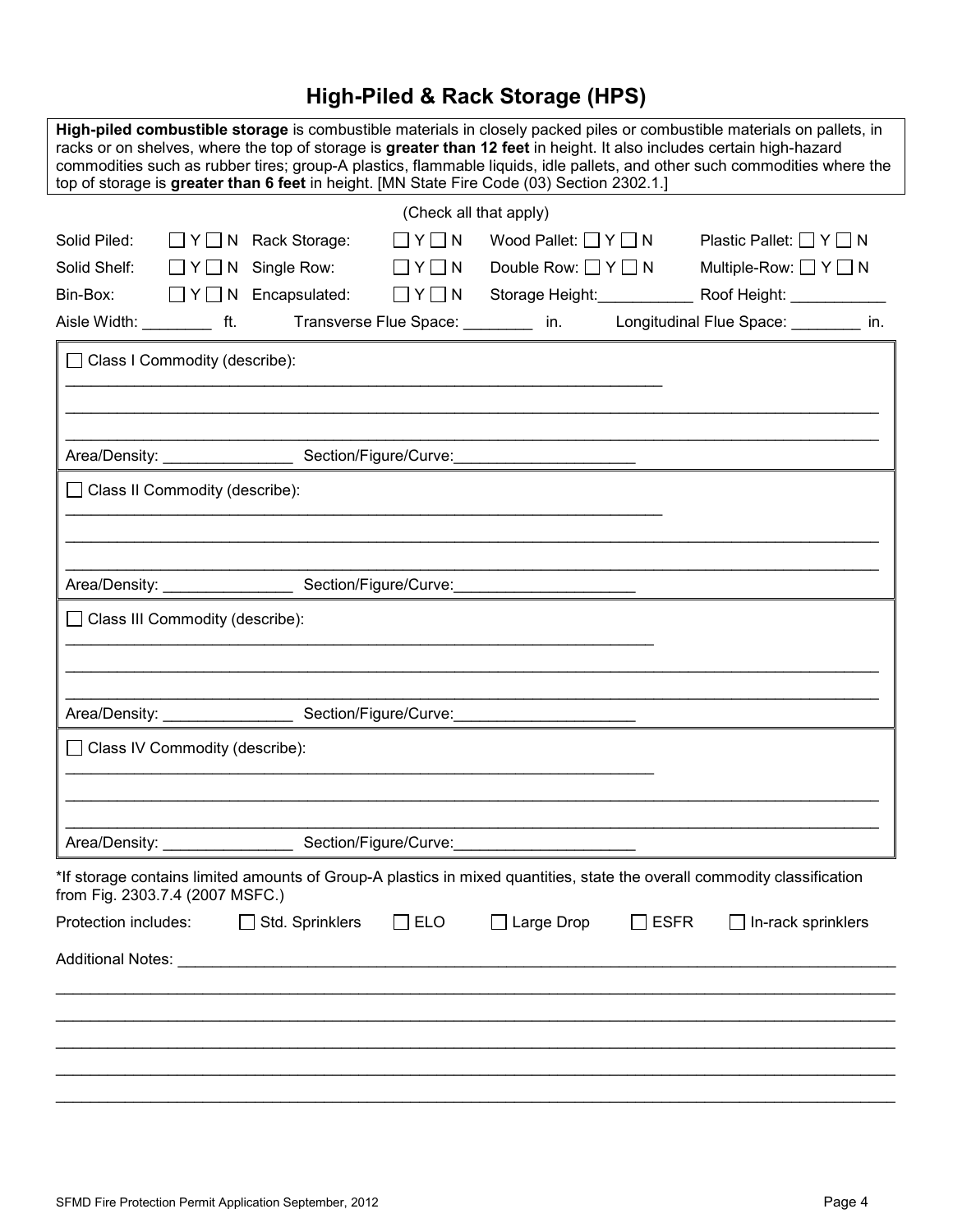# High-Piled & Rack Storage (HPS)

**High-piled combustible storage** is combustible materials in closely packed piles or combustible materials on pallets, in racks or on shelves, where the top of storage is **greater than 12 feet** in height. It also includes certain high-hazard commodities such as rubber tires; group-A plastics, flammable liquids, idle pallets, and other such commodities where the top of storage is **greater than 6 feet** in height. [MN State Fire Code (03) Section 2302.1.]

(Check all that apply)

Solid Piled: ☐ Y ☐ N  Rack Storage: ☐ Y ☐ N  Wood Pallet: ☐ Y ☐ N  Plastic Pallet: ☐ Y ☐ N

Solid Shelf: ☐ Y ☐ N  Single Row: ☐ Y ☐ N  Double Row: ☐ Y ☐ N  Multiple-Row: ☐ Y ☐ N

Bin-Box: ☐ Y ☐ N  Encapsulated: ☐ Y ☐ N  Storage Height:___________ Roof Height: ___________

Aisle Width: ________ ft.  Transverse Flue Space: ________ in.  Longitudinal Flue Space: ________ in.

☐ Class I Commodity (describe):

______________________________________________________________________

______________________________________________________________________

______________________________________________________________________

Area/Density: _______________ Section/Figure/Curve:_____________________

☐ Class II Commodity (describe):

______________________________________________________________________

______________________________________________________________________

______________________________________________________________________

Area/Density: _______________ Section/Figure/Curve:_____________________

☐ Class III Commodity (describe):

______________________________________________________________________

______________________________________________________________________

______________________________________________________________________

Area/Density: _______________ Section/Figure/Curve:_____________________

☐ Class IV Commodity (describe):

______________________________________________________________________

______________________________________________________________________

______________________________________________________________________

Area/Density: _______________ Section/Figure/Curve:_____________________

*If storage contains limited amounts of Group-A plastics in mixed quantities, state the overall commodity classification from Fig. 2303.7.4 (2007 MSFC.)

Protection includes: ☐ Std. Sprinklers ☐ ELO ☐ Large Drop ☐ ESFR ☐ In-rack sprinklers

Additional Notes: ______________________________________________________________

______________________________________________________________________

______________________________________________________________________

______________________________________________________________________

______________________________________________________________________

______________________________________________________________________

SFMD Fire Protection Permit Application September, 2012